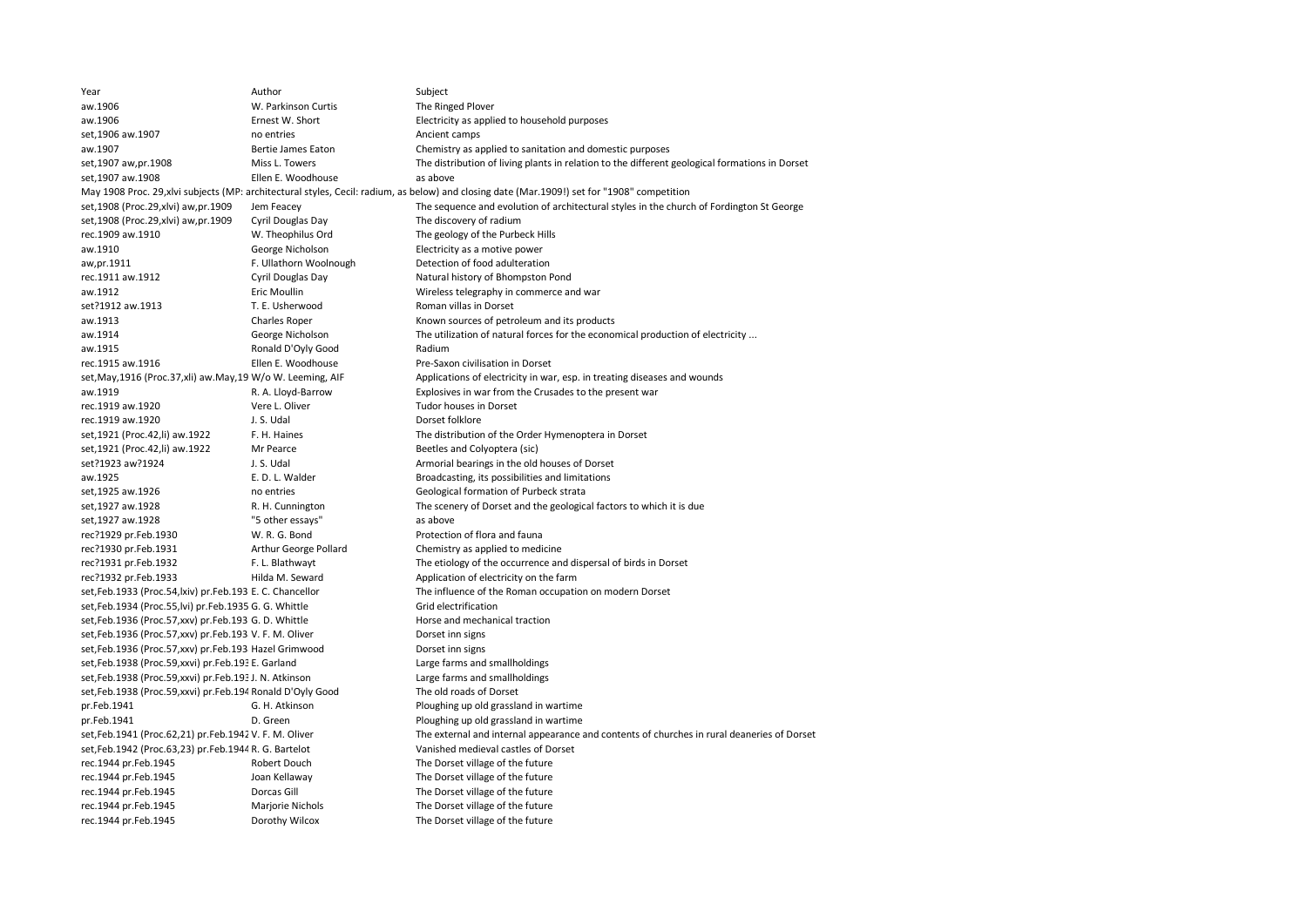| Year | Author | Subject |
|---|---|---|
| aw.1906 | W. Parkinson Curtis | The Ringed Plover |
| aw.1906 | Ernest W. Short | Electricity as applied to household purposes |
| set,1906 aw.1907 | no entries | Ancient camps |
| aw.1907 | Bertie James Eaton | Chemistry as applied to sanitation and domestic purposes |
| set,1907 aw,pr.1908 | Miss L. Towers | The distribution of living plants in relation to the different geological formations in Dorset |
| set,1907 aw.1908 | Ellen E. Woodhouse | as above |
| May 1908 Proc. 29,xlvi subjects (MP: architectural styles, Cecil: radium, as below) and closing date (Mar.1909!) set for "1908" competition | | |
| set,1908 (Proc.29,xlvi) aw,pr.1909 | Jem Feacey | The sequence and evolution of architectural styles in the church of Fordington St George |
| set,1908 (Proc.29,xlvi) aw,pr.1909 | Cyril Douglas Day | The discovery of radium |
| rec.1909 aw.1910 | W. Theophilus Ord | The geology of the Purbeck Hills |
| aw.1910 | George Nicholson | Electricity as a motive power |
| aw,pr.1911 | F. Ullathorn Woolnough | Detection of food adulteration |
| rec.1911 aw.1912 | Cyril Douglas Day | Natural history of Bhompston Pond |
| aw.1912 | Eric Moullin | Wireless telegraphy in commerce and war |
| set?1912 aw.1913 | T. E. Usherwood | Roman villas in Dorset |
| aw.1913 | Charles Roper | Known sources of petroleum and its products |
| aw.1914 | George Nicholson | The utilization of natural forces for the economical production of electricity ... |
| aw.1915 | Ronald D'Oyly Good | Radium |
| rec.1915 aw.1916 | Ellen E. Woodhouse | Pre-Saxon civilisation in Dorset |
| set,May,1916 (Proc.37,xli) aw.May,19 | W/o W. Leeming, AIF | Applications of electricity in war, esp. in treating diseases and wounds |
| aw.1919 | R. A. Lloyd-Barrow | Explosives in war from the Crusades to the present war |
| rec.1919 aw.1920 | Vere L. Oliver | Tudor houses in Dorset |
| rec.1919 aw.1920 | J. S. Udal | Dorset folklore |
| set,1921 (Proc.42,li) aw.1922 | F. H. Haines | The distribution of the Order Hymenoptera in Dorset |
| set,1921 (Proc.42,li) aw.1922 | Mr Pearce | Beetles and Colyoptera (sic) |
| set?1923 aw?1924 | J. S. Udal | Armorial bearings in the old houses of Dorset |
| aw.1925 | E. D. L. Walder | Broadcasting, its possibilities and limitations |
| set,1925 aw.1926 | no entries | Geological formation of Purbeck strata |
| set,1927 aw.1928 | R. H. Cunnington | The scenery of Dorset and the geological factors to which it is due |
| set,1927 aw.1928 | "5 other essays" | as above |
| rec?1929 pr.Feb.1930 | W. R. G. Bond | Protection of flora and fauna |
| rec?1930 pr.Feb.1931 | Arthur George Pollard | Chemistry as applied to medicine |
| rec?1931 pr.Feb.1932 | F. L. Blathwayt | The etiology of the occurrence and dispersal of birds in Dorset |
| rec?1932 pr.Feb.1933 | Hilda M. Seward | Application of electricity on the farm |
| set,Feb.1933 (Proc.54,lxiv) pr.Feb.193 | E. C. Chancellor | The influence of the Roman occupation on modern Dorset |
| set,Feb.1934 (Proc.55,lvi) pr.Feb.1935 | G. G. Whittle | Grid electrification |
| set,Feb.1936 (Proc.57,xxv) pr.Feb.193 | G. D. Whittle | Horse and mechanical traction |
| set,Feb.1936 (Proc.57,xxv) pr.Feb.193 | V. F. M. Oliver | Dorset inn signs |
| set,Feb.1936 (Proc.57,xxv) pr.Feb.193 | Hazel Grimwood | Dorset inn signs |
| set,Feb.1938 (Proc.59,xxvi) pr.Feb.193 | E. Garland | Large farms and smallholdings |
| set,Feb.1938 (Proc.59,xxvi) pr.Feb.193 | J. N. Atkinson | Large farms and smallholdings |
| set,Feb.1938 (Proc.59,xxvi) pr.Feb.194 | Ronald D'Oyly Good | The old roads of Dorset |
| pr.Feb.1941 | G. H. Atkinson | Ploughing up old grassland in wartime |
| pr.Feb.1941 | D. Green | Ploughing up old grassland in wartime |
| set,Feb.1941 (Proc.62,21) pr.Feb.1942 | V. F. M. Oliver | The external and internal appearance and contents of churches in rural deaneries of Dorset |
| set,Feb.1942 (Proc.63,23) pr.Feb.1944 | R. G. Bartelot | Vanished medieval castles of Dorset |
| rec.1944 pr.Feb.1945 | Robert Douch | The Dorset village of the future |
| rec.1944 pr.Feb.1945 | Joan Kellaway | The Dorset village of the future |
| rec.1944 pr.Feb.1945 | Dorcas Gill | The Dorset village of the future |
| rec.1944 pr.Feb.1945 | Marjorie Nichols | The Dorset village of the future |
| rec.1944 pr.Feb.1945 | Dorothy Wilcox | The Dorset village of the future |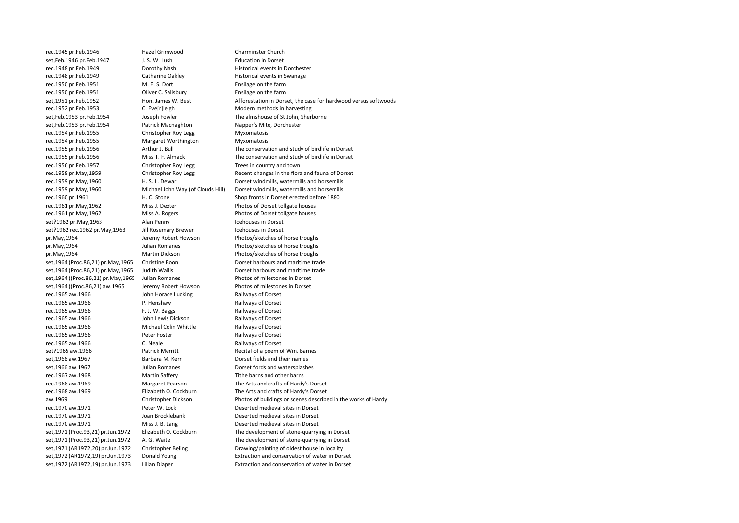| | | |
|---|---|---|
| rec.1945 pr.Feb.1946 | Hazel Grimwood | Charminster Church |
| set,Feb.1946 pr.Feb.1947 | J. S. W. Lush | Education in Dorset |
| rec.1948 pr.Feb.1949 | Dorothy Nash | Historical events in Dorchester |
| rec.1948 pr.Feb.1949 | Catharine Oakley | Historical events in Swanage |
| rec.1950 pr.Feb.1951 | M. E. S. Dort | Ensilage on the farm |
| rec.1950 pr.Feb.1951 | Oliver C. Salisbury | Ensilage on the farm |
| set,1951 pr.Feb.1952 | Hon. James W. Best | Afforestation in Dorset, the case for hardwood versus softwoods |
| rec.1952 pr.Feb.1953 | C. Eve[r]leigh | Modern methods in harvesting |
| set,Feb.1953 pr.Feb.1954 | Joseph Fowler | The almshouse of St John, Sherborne |
| set,Feb.1953 pr.Feb.1954 | Patrick Macnaghton | Napper's Mite, Dorchester |
| rec.1954 pr.Feb.1955 | Christopher Roy Legg | Myxomatosis |
| rec.1954 pr.Feb.1955 | Margaret Worthington | Myxomatosis |
| rec.1955 pr.Feb.1956 | Arthur J. Bull | The conservation and study of birdlife in Dorset |
| rec.1955 pr.Feb.1956 | Miss T. F. Almack | The conservation and study of birdlife in Dorset |
| rec.1956 pr.Feb.1957 | Christopher Roy Legg | Trees in country and town |
| rec.1958 pr.May,1959 | Christopher Roy Legg | Recent changes in the flora and fauna of Dorset |
| rec.1959 pr.May,1960 | H. S. L. Dewar | Dorset windmills, watermills and horsemills |
| rec.1959 pr.May,1960 | Michael John Way (of Clouds Hill) | Dorset windmills, watermills and horsemills |
| rec.1960 pr.1961 | H. C. Stone | Shop fronts in Dorset erected before 1880 |
| rec.1961 pr.May,1962 | Miss J. Dexter | Photos of Dorset tollgate houses |
| rec.1961 pr.May,1962 | Miss A. Rogers | Photos of Dorset tollgate houses |
| set?1962 pr.May,1963 | Alan Penny | Icehouses in Dorset |
| set?1962 rec.1962 pr.May,1963 | Jill Rosemary Brewer | Icehouses in Dorset |
| pr.May,1964 | Jeremy Robert Howson | Photos/sketches of horse troughs |
| pr.May,1964 | Julian Romanes | Photos/sketches of horse troughs |
| pr.May,1964 | Martin Dickson | Photos/sketches of horse troughs |
| set,1964 (Proc.86,21) pr.May,1965 | Christine Boon | Dorset harbours and maritime trade |
| set,1964 (Proc.86,21) pr.May,1965 | Judith Wallis | Dorset harbours and maritime trade |
| set,1964 ((Proc.86,21) pr.May,1965 | Julian Romanes | Photos of milestones in Dorset |
| set,1964 ((Proc.86,21) aw.1965 | Jeremy Robert Howson | Photos of milestones in Dorset |
| rec.1965 aw.1966 | John Horace Lucking | Railways of Dorset |
| rec.1965 aw.1966 | P. Henshaw | Railways of Dorset |
| rec.1965 aw.1966 | F. J. W. Baggs | Railways of Dorset |
| rec.1965 aw.1966 | John Lewis Dickson | Railways of Dorset |
| rec.1965 aw.1966 | Michael Colin Whittle | Railways of Dorset |
| rec.1965 aw.1966 | Peter Foster | Railways of Dorset |
| rec.1965 aw.1966 | C. Neale | Railways of Dorset |
| set?1965 aw.1966 | Patrick Merritt | Recital of a poem of Wm. Barnes |
| set,1966 aw.1967 | Barbara M. Kerr | Dorset fields and their names |
| set,1966 aw.1967 | Julian Romanes | Dorset fords and watersplashes |
| rec.1967 aw.1968 | Martin Saffery | Tithe barns and other barns |
| rec.1968 aw.1969 | Margaret Pearson | The Arts and crafts of Hardy's Dorset |
| rec.1968 aw.1969 | Elizabeth O. Cockburn | The Arts and crafts of Hardy's Dorset |
| aw.1969 | Christopher Dickson | Photos of buildings or scenes described in the works of Hardy |
| rec.1970 aw.1971 | Peter W. Lock | Deserted medieval sites in Dorset |
| rec.1970 aw.1971 | Joan Brocklebank | Deserted medieval sites in Dorset |
| rec.1970 aw.1971 | Miss J. B. Lang | Deserted medieval sites in Dorset |
| set,1971 (Proc.93,21) pr.Jun.1972 | Elizabeth O. Cockburn | The development of stone-quarrying in Dorset |
| set,1971 (Proc.93,21) pr.Jun.1972 | A. G. Waite | The development of stone-quarrying in Dorset |
| set,1971 (AR1972,20) pr.Jun.1972 | Christopher Beling | Drawing/painting of oldest house in locality |
| set,1972 (AR1972,19) pr.Jun.1973 | Donald Young | Extraction and conservation of water in Dorset |
| set,1972 (AR1972,19) pr.Jun.1973 | Lilian Diaper | Extraction and conservation of water in Dorset |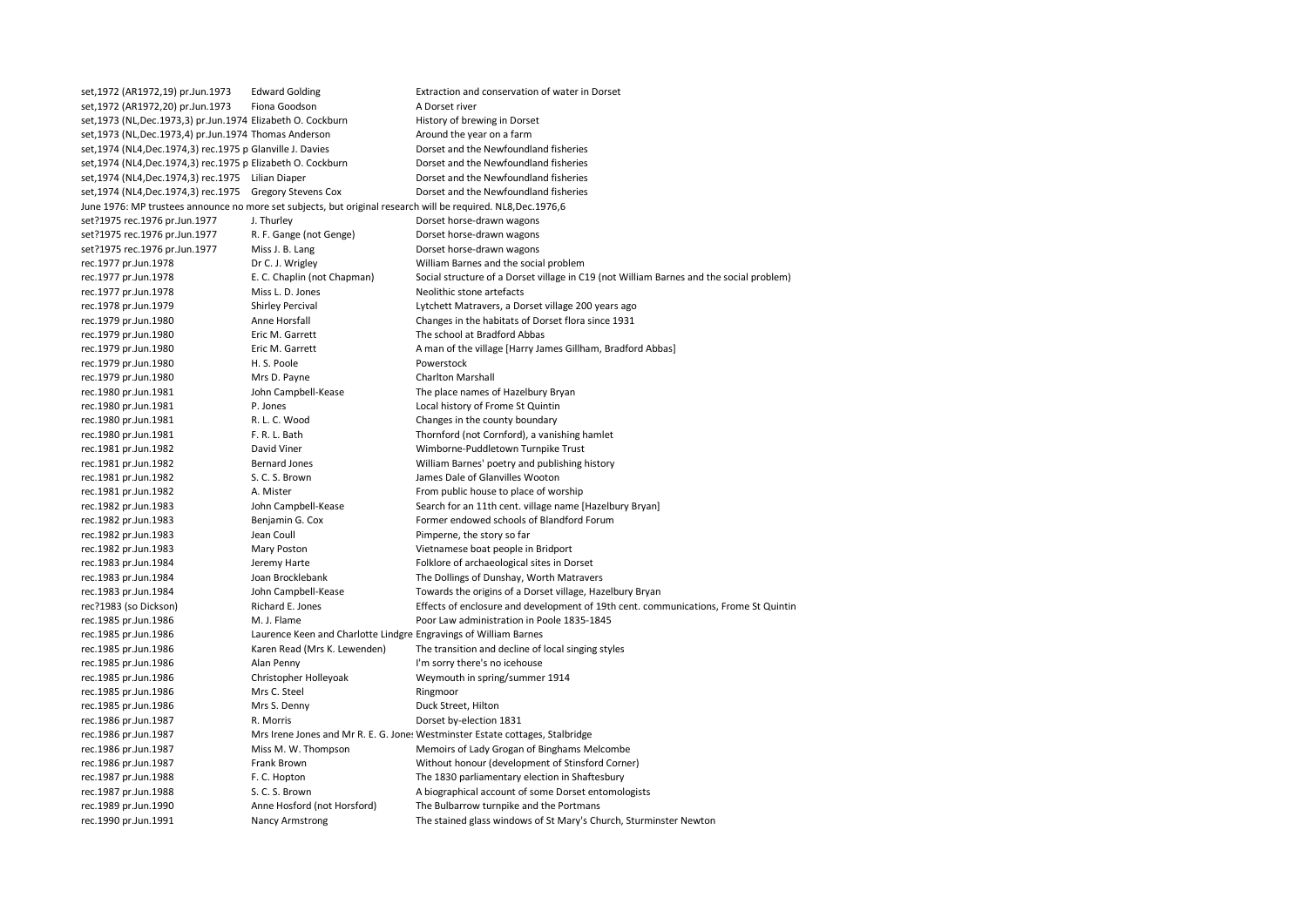| | | |
|---|---|---|
| set,1972 (AR1972,19) pr.Jun.1973 | Edward Golding | Extraction and conservation of water in Dorset |
| set,1972 (AR1972,20) pr.Jun.1973 | Fiona Goodson | A Dorset river |
| set,1973 (NL,Dec.1973,3) pr.Jun.1974 | Elizabeth O. Cockburn | History of brewing in Dorset |
| set,1973 (NL,Dec.1973,4) pr.Jun.1974 | Thomas Anderson | Around the year on a farm |
| set,1974 (NL4,Dec.1974,3) rec.1975 p | Glanville J. Davies | Dorset and the Newfoundland fisheries |
| set,1974 (NL4,Dec.1974,3) rec.1975 p | Elizabeth O. Cockburn | Dorset and the Newfoundland fisheries |
| set,1974 (NL4,Dec.1974,3) rec.1975 | Lilian Diaper | Dorset and the Newfoundland fisheries |
| set,1974 (NL4,Dec.1974,3) rec.1975 | Gregory Stevens Cox | Dorset and the Newfoundland fisheries |
| June 1976: MP trustees announce no more set subjects, but original research will be required. NL8,Dec.1976,6 | | |
| set?1975 rec.1976 pr.Jun.1977 | J. Thurley | Dorset horse-drawn wagons |
| set?1975 rec.1976 pr.Jun.1977 | R. F. Gange (not Genge) | Dorset horse-drawn wagons |
| set?1975 rec.1976 pr.Jun.1977 | Miss J. B. Lang | Dorset horse-drawn wagons |
| rec.1977 pr.Jun.1978 | Dr C. J. Wrigley | William Barnes and the social problem |
| rec.1977 pr.Jun.1978 | E. C. Chaplin (not Chapman) | Social structure of a Dorset village in C19 (not William Barnes and the social problem) |
| rec.1977 pr.Jun.1978 | Miss L. D. Jones | Neolithic stone artefacts |
| rec.1978 pr.Jun.1979 | Shirley Percival | Lytchett Matravers, a Dorset village 200 years ago |
| rec.1979 pr.Jun.1980 | Anne Horsfall | Changes in the habitats of Dorset flora since 1931 |
| rec.1979 pr.Jun.1980 | Eric M. Garrett | The school at Bradford Abbas |
| rec.1979 pr.Jun.1980 | Eric M. Garrett | A man of the village [Harry James Gillham, Bradford Abbas] |
| rec.1979 pr.Jun.1980 | H. S. Poole | Powerstock |
| rec.1979 pr.Jun.1980 | Mrs D. Payne | Charlton Marshall |
| rec.1980 pr.Jun.1981 | John Campbell-Kease | The place names of Hazelbury Bryan |
| rec.1980 pr.Jun.1981 | P. Jones | Local history of Frome St Quintin |
| rec.1980 pr.Jun.1981 | R. L. C. Wood | Changes in the county boundary |
| rec.1980 pr.Jun.1981 | F. R. L. Bath | Thornford (not Cornford), a vanishing hamlet |
| rec.1981 pr.Jun.1982 | David Viner | Wimborne-Puddletown Turnpike Trust |
| rec.1981 pr.Jun.1982 | Bernard Jones | William Barnes' poetry and publishing history |
| rec.1981 pr.Jun.1982 | S. C. S. Brown | James Dale of Glanvilles Wooton |
| rec.1981 pr.Jun.1982 | A. Mister | From public house to place of worship |
| rec.1982 pr.Jun.1983 | John Campbell-Kease | Search for an 11th cent. village name [Hazelbury Bryan] |
| rec.1982 pr.Jun.1983 | Benjamin G. Cox | Former endowed schools of Blandford Forum |
| rec.1982 pr.Jun.1983 | Jean Coull | Pimperne, the story so far |
| rec.1982 pr.Jun.1983 | Mary Poston | Vietnamese boat people in Bridport |
| rec.1983 pr.Jun.1984 | Jeremy Harte | Folklore of archaeological sites in Dorset |
| rec.1983 pr.Jun.1984 | Joan Brocklebank | The Dollings of Dunshay, Worth Matravers |
| rec.1983 pr.Jun.1984 | John Campbell-Kease | Towards the origins of a Dorset village, Hazelbury Bryan |
| rec?1983 (so Dickson) | Richard E. Jones | Effects of enclosure and development of 19th cent. communications, Frome St Quintin |
| rec.1985 pr.Jun.1986 | M. J. Flame | Poor Law administration in Poole 1835-1845 |
| rec.1985 pr.Jun.1986 | Laurence Keen and Charlotte Lindgre | Engravings of William Barnes |
| rec.1985 pr.Jun.1986 | Karen Read (Mrs K. Lewenden) | The transition and decline of local singing styles |
| rec.1985 pr.Jun.1986 | Alan Penny | I'm sorry there's no icehouse |
| rec.1985 pr.Jun.1986 | Christopher Holleyoak | Weymouth in spring/summer 1914 |
| rec.1985 pr.Jun.1986 | Mrs C. Steel | Ringmoor |
| rec.1985 pr.Jun.1986 | Mrs S. Denny | Duck Street, Hilton |
| rec.1986 pr.Jun.1987 | R. Morris | Dorset by-election 1831 |
| rec.1986 pr.Jun.1987 | Mrs Irene Jones and Mr R. E. G. Jone: | Westminster Estate cottages, Stalbridge |
| rec.1986 pr.Jun.1987 | Miss M. W. Thompson | Memoirs of Lady Grogan of Binghams Melcombe |
| rec.1986 pr.Jun.1987 | Frank Brown | Without honour (development of Stinsford Corner) |
| rec.1987 pr.Jun.1988 | F. C. Hopton | The 1830 parliamentary election in Shaftesbury |
| rec.1987 pr.Jun.1988 | S. C. S. Brown | A biographical account of some Dorset entomologists |
| rec.1989 pr.Jun.1990 | Anne Hosford (not Horsford) | The Bulbarrow turnpike and the Portmans |
| rec.1990 pr.Jun.1991 | Nancy Armstrong | The stained glass windows of St Mary's Church, Sturminster Newton |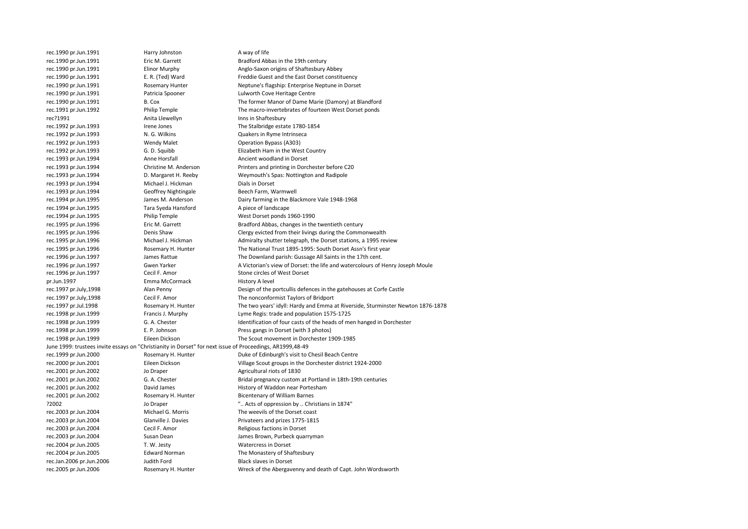| | | |
|---|---|---|
| rec.1990 pr.Jun.1991 | Harry Johnston | A way of life |
| rec.1990 pr.Jun.1991 | Eric M. Garrett | Bradford Abbas in the 19th century |
| rec.1990 pr.Jun.1991 | Elinor Murphy | Anglo-Saxon origins of Shaftesbury Abbey |
| rec.1990 pr.Jun.1991 | E. R. (Ted) Ward | Freddie Guest and the East Dorset constituency |
| rec.1990 pr.Jun.1991 | Rosemary Hunter | Neptune's flagship: Enterprise Neptune in Dorset |
| rec.1990 pr.Jun.1991 | Patricia Spooner | Lulworth Cove Heritage Centre |
| rec.1990 pr.Jun.1991 | B. Cox | The former Manor of Dame Marie (Damory) at Blandford |
| rec.1991 pr.Jun.1992 | Philip Temple | The macro-invertebrates of fourteen West Dorset ponds |
| rec?1991 | Anita Llewellyn | Inns in Shaftesbury |
| rec.1992 pr.Jun.1993 | Irene Jones | The Stalbridge estate 1780-1854 |
| rec.1992 pr.Jun.1993 | N. G. Wilkins | Quakers in Ryme Intrinseca |
| rec.1992 pr.Jun.1993 | Wendy Malet | Operation Bypass (A303) |
| rec.1992 pr.Jun.1993 | G. D. Squibb | Elizabeth Ham in the West Country |
| rec.1993 pr.Jun.1994 | Anne Horsfall | Ancient woodland in Dorset |
| rec.1993 pr.Jun.1994 | Christine M. Anderson | Printers and printing in Dorchester before C20 |
| rec.1993 pr.Jun.1994 | D. Margaret H. Reeby | Weymouth's Spas: Nottington and Radipole |
| rec.1993 pr.Jun.1994 | Michael J. Hickman | Dials in Dorset |
| rec.1993 pr.Jun.1994 | Geoffrey Nightingale | Beech Farm, Warmwell |
| rec.1994 pr.Jun.1995 | James M. Anderson | Dairy farming in the Blackmore Vale 1948-1968 |
| rec.1994 pr.Jun.1995 | Tara Syeda Hansford | A piece of landscape |
| rec.1994 pr.Jun.1995 | Philip Temple | West Dorset ponds 1960-1990 |
| rec.1995 pr.Jun.1996 | Eric M. Garrett | Bradford Abbas, changes in the twentieth century |
| rec.1995 pr.Jun.1996 | Denis Shaw | Clergy evicted from their livings during the Commonwealth |
| rec.1995 pr.Jun.1996 | Michael J. Hickman | Admiralty shutter telegraph, the Dorset stations, a 1995 review |
| rec.1995 pr.Jun.1996 | Rosemary H. Hunter | The National Trust 1895-1995: South Dorset Assn's first year |
| rec.1996 pr.Jun.1997 | James Rattue | The Downland parish: Gussage All Saints in the 17th cent. |
| rec.1996 pr.Jun.1997 | Gwen Yarker | A Victorian's view of Dorset: the life and watercolours of Henry Joseph Moule |
| rec.1996 pr.Jun.1997 | Cecil F. Amor | Stone circles of West Dorset |
| pr.Jun.1997 | Emma McCormack | History A level |
| rec.1997 pr.July,1998 | Alan Penny | Design of the portcullis defences in the gatehouses at Corfe Castle |
| rec.1997 pr.July,1998 | Cecil F. Amor | The nonconformist Taylors of Bridport |
| rec.1997 pr.Jul.1998 | Rosemary H. Hunter | The two years' idyll: Hardy and Emma at Riverside, Sturminster Newton 1876-1878 |
| rec.1998 pr.Jun.1999 | Francis J. Murphy | Lyme Regis: trade and population 1575-1725 |
| rec.1998 pr.Jun.1999 | G. A. Chester | Identification of four casts of the heads of men hanged in Dorchester |
| rec.1998 pr.Jun.1999 | E. P. Johnson | Press gangs in Dorset (with 3 photos) |
| rec.1998 pr.Jun.1999 | Eileen Dickson | The Scout movement in Dorchester 1909-1985 |
| June 1999: trustees invite essays on "Christianity in Dorset" for next issue of Proceedings, AR1999,48-49 | | |
| rec.1999 pr.Jun.2000 | Rosemary H. Hunter | Duke of Edinburgh's visit to Chesil Beach Centre |
| rec.2000 pr.Jun.2001 | Eileen Dickson | Village Scout groups in the Dorchester district 1924-2000 |
| rec.2001 pr.Jun.2002 | Jo Draper | Agricultural riots of 1830 |
| rec.2001 pr.Jun.2002 | G. A. Chester | Bridal pregnancy custom at Portland in 18th-19th centuries |
| rec.2001 pr.Jun.2002 | David James | History of Waddon near Portesham |
| rec.2001 pr.Jun.2002 | Rosemary H. Hunter | Bicentenary of William Barnes |
| ?2002 | Jo Draper | ".. Acts of oppression by .. Christians in 1874" |
| rec.2003 pr.Jun.2004 | Michael G. Morris | The weevils of the Dorset coast |
| rec.2003 pr.Jun.2004 | Glanville J. Davies | Privateers and prizes 1775-1815 |
| rec.2003 pr.Jun.2004 | Cecil F. Amor | Religious factions in Dorset |
| rec.2003 pr.Jun.2004 | Susan Dean | James Brown, Purbeck quarryman |
| rec.2004 pr.Jun.2005 | T. W. Jesty | Watercress in Dorset |
| rec.2004 pr.Jun.2005 | Edward Norman | The Monastery of Shaftesbury |
| rec.Jan.2006 pr.Jun.2006 | Judith Ford | Black slaves in Dorset |
| rec.2005 pr.Jun.2006 | Rosemary H. Hunter | Wreck of the Abergavenny and death of Capt. John Wordsworth |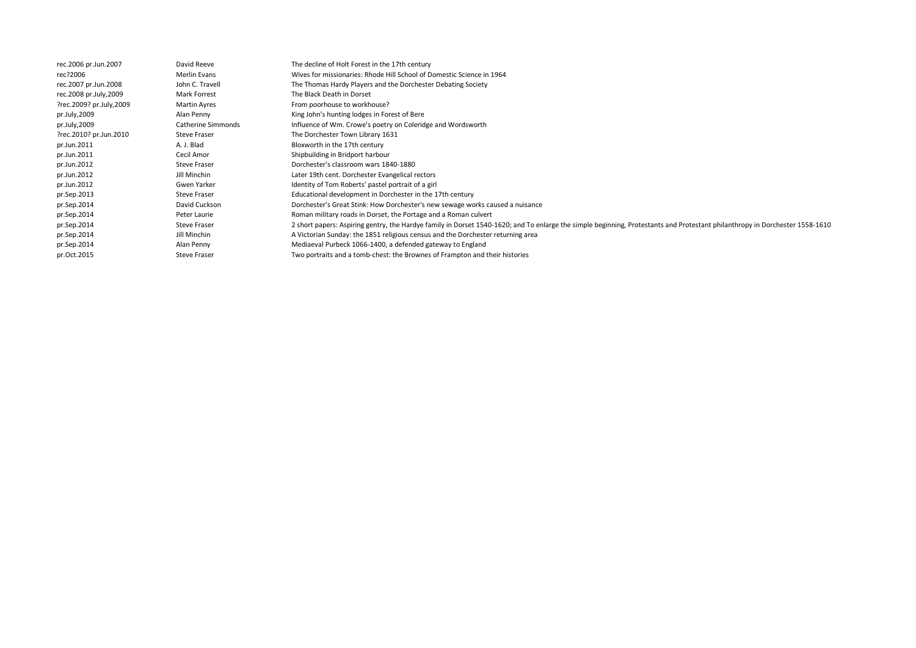| | | |
|---|---|---|
| rec.2006 pr.Jun.2007 | David Reeve | The decline of Holt Forest in the 17th century |
| rec?2006 | Merlin Evans | Wives for missionaries: Rhode Hill School of Domestic Science in 1964 |
| rec.2007 pr.Jun.2008 | John C. Travell | The Thomas Hardy Players and the Dorchester Debating Society |
| rec.2008 pr.July,2009 | Mark Forrest | The Black Death in Dorset |
| ?rec.2009? pr.July,2009 | Martin Ayres | From poorhouse to workhouse? |
| pr.July,2009 | Alan Penny | King John's hunting lodges in Forest of Bere |
| pr.July,2009 | Catherine Simmonds | Influence of Wm. Crowe's poetry on Coleridge and Wordsworth |
| ?rec.2010? pr.Jun.2010 | Steve Fraser | The Dorchester Town Library 1631 |
| pr.Jun.2011 | A. J. Blad | Bloxworth in the 17th century |
| pr.Jun.2011 | Cecil Amor | Shipbuilding in Bridport harbour |
| pr.Jun.2012 | Steve Fraser | Dorchester's classroom wars 1840-1880 |
| pr.Jun.2012 | Jill Minchin | Later 19th cent. Dorchester Evangelical rectors |
| pr.Jun.2012 | Gwen Yarker | Identity of Tom Roberts' pastel portrait of a girl |
| pr.Sep.2013 | Steve Fraser | Educational development in Dorchester in the 17th century |
| pr.Sep.2014 | David Cuckson | Dorchester's Great Stink: How Dorchester's new sewage works caused a nuisance |
| pr.Sep.2014 | Peter Laurie | Roman military roads in Dorset, the Portage and a Roman culvert |
| pr.Sep.2014 | Steve Fraser | 2 short papers: Aspiring gentry, the Hardye family in Dorset 1540-1620; and To enlarge the simple beginning, Protestants and Protestant philanthropy in Dorchester 1558-1610 |
| pr.Sep.2014 | Jill Minchin | A Victorian Sunday: the 1851 religious census and the Dorchester returning area |
| pr.Sep.2014 | Alan Penny | Mediaeval Purbeck 1066-1400, a defended gateway to England |
| pr.Oct.2015 | Steve Fraser | Two portraits and a tomb-chest: the Brownes of Frampton and their histories |